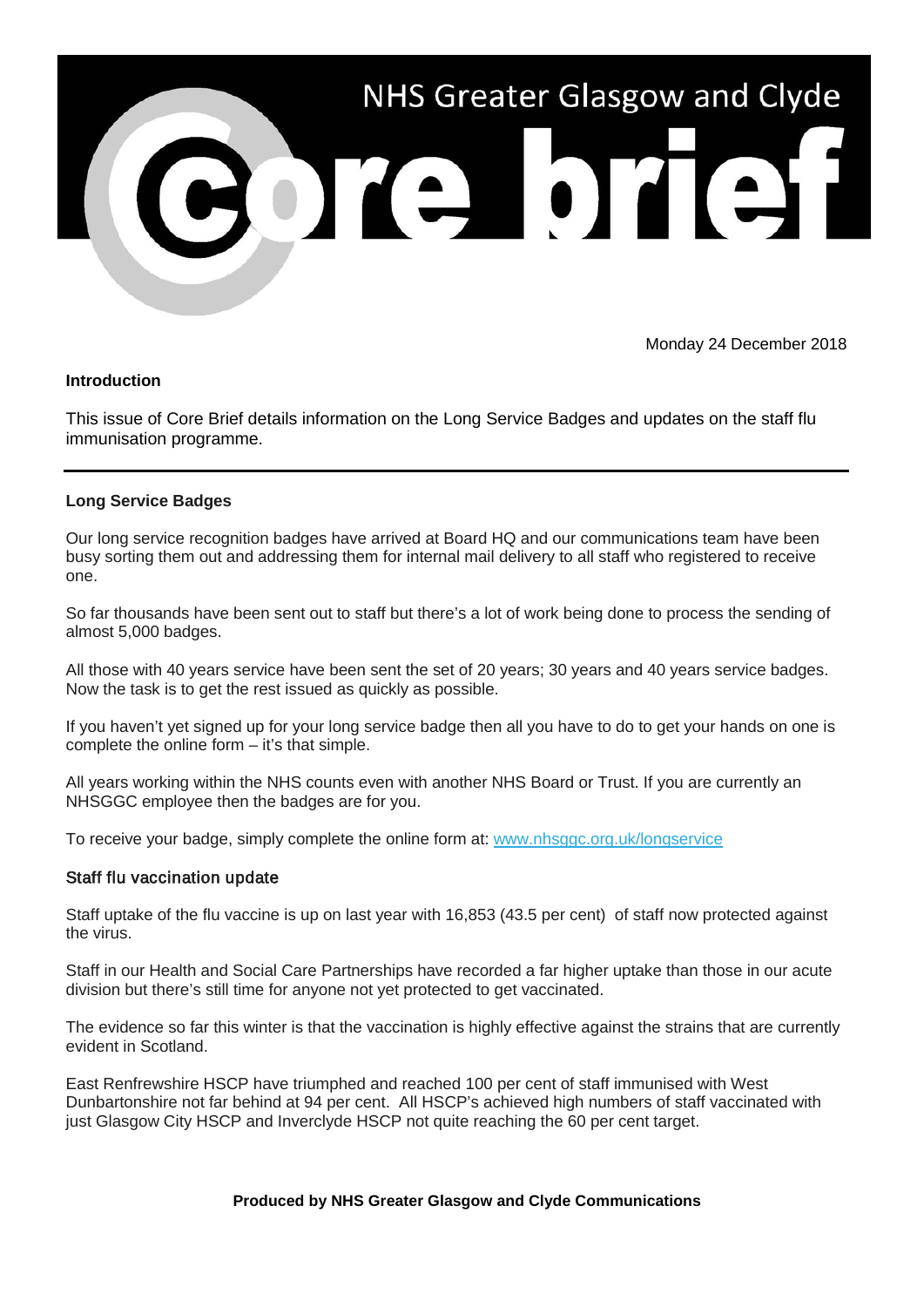# NHS Greater Glasgow and Clyde Core brief

Monday 24 December 2018

**Introduction**

This issue of Core Brief details information on the Long Service Badges and updates on the staff flu immunisation programme.

---

**Long Service Badges**

Our long service recognition badges have arrived at Board HQ and our communications team have been busy sorting them out and addressing them for internal mail delivery to all staff who registered to receive one.

So far thousands have been sent out to staff but there's a lot of work being done to process the sending of almost 5,000 badges.

All those with 40 years service have been sent the set of 20 years; 30 years and 40 years service badges. Now the task is to get the rest issued as quickly as possible.

If you haven't yet signed up for your long service badge then all you have to do to get your hands on one is complete the online form – it's that simple.

All years working within the NHS counts even with another NHS Board or Trust. If you are currently an NHSGGC employee then the badges are for you.

To receive your badge, simply complete the online form at: [www.nhsggc.org.uk/longservice](http://www.nhsggc.org.uk/longservice)

**Staff flu vaccination update**

Staff uptake of the flu vaccine is up on last year with 16,853 (43.5 per cent) of staff now protected against the virus.

Staff in our Health and Social Care Partnerships have recorded a far higher uptake than those in our acute division but there's still time for anyone not yet protected to get vaccinated.

The evidence so far this winter is that the vaccination is highly effective against the strains that are currently evident in Scotland.

East Renfrewshire HSCP have triumphed and reached 100 per cent of staff immunised with West Dunbartonshire not far behind at 94 per cent. All HSCP's achieved high numbers of staff vaccinated with just Glasgow City HSCP and Inverclyde HSCP not quite reaching the 60 per cent target.

**Produced by NHS Greater Glasgow and Clyde Communications**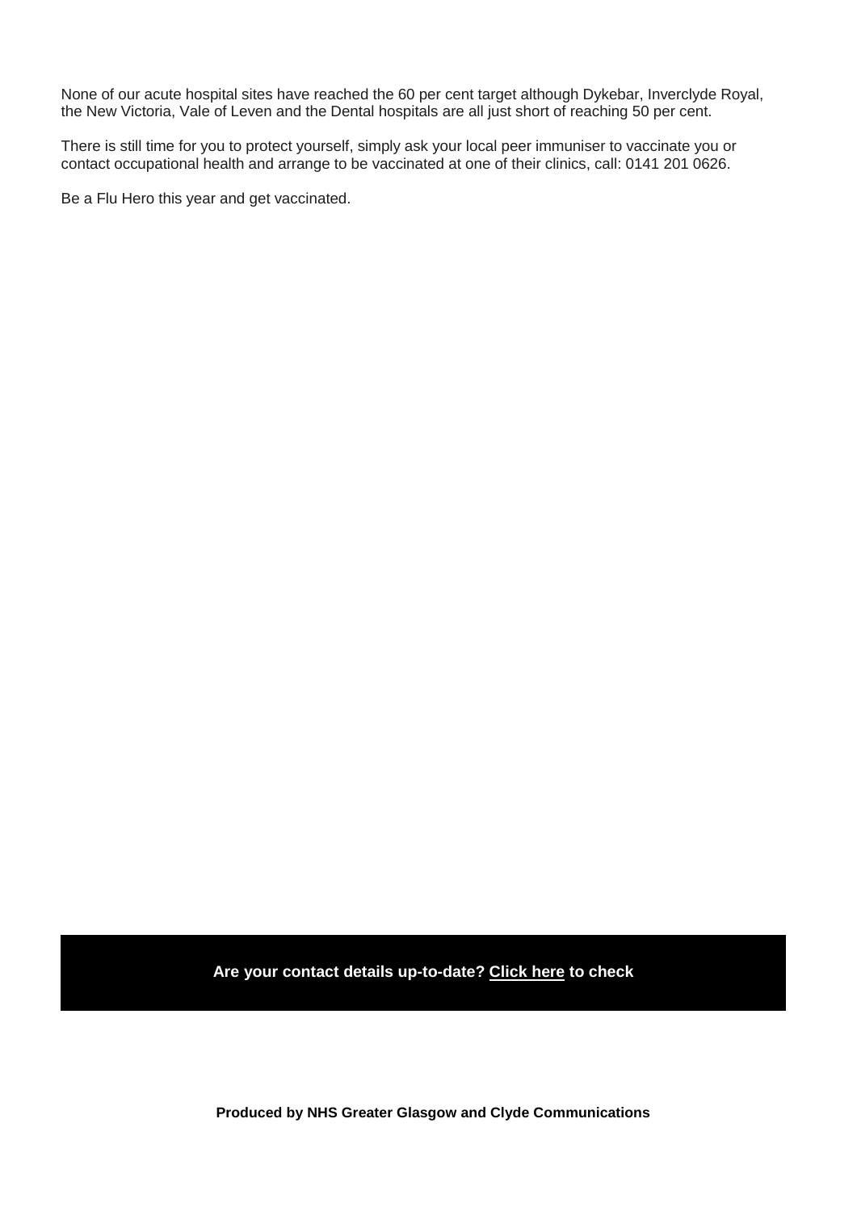None of our acute hospital sites have reached the 60 per cent target although Dykebar, Inverclyde Royal, the New Victoria, Vale of Leven and the Dental hospitals are all just short of reaching 50 per cent.

There is still time for you to protect yourself, simply ask your local peer immuniser to vaccinate you or contact occupational health and arrange to be vaccinated at one of their clinics, call: 0141 201 0626.

Be a Flu Hero this year and get vaccinated.

**Are your contact details up-to-date? Click here to check**

**Produced by NHS Greater Glasgow and Clyde Communications**